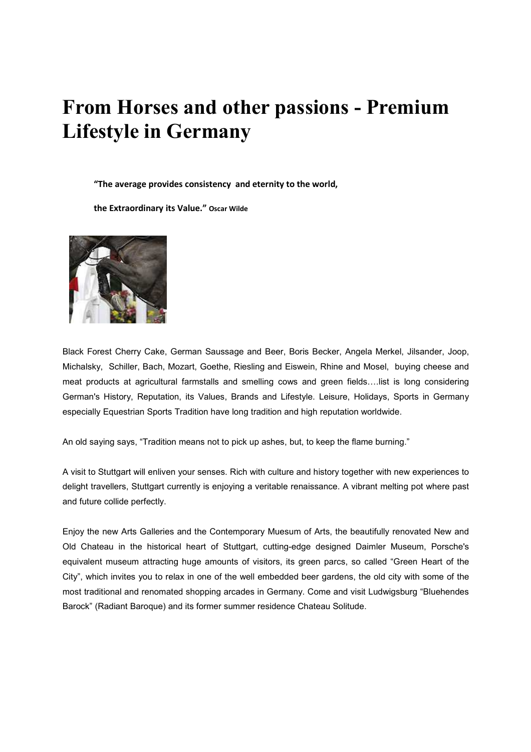# From Horses and other passions - Premium Lifestyle in Germany

**"The average provides consistency and eternity to the world,**

**the Extraordinary its Value."** **Oscar Wilde**

Black Forest Cherry Cake, German Saussage and Beer, Boris Becker, Angela Merkel, Jilsander, Joop, Michalsky, Schiller, Bach, Mozart, Goethe, Riesling and Eiswein, Rhine and Mosel, buying cheese and meat products at agricultural farmstalls and smelling cows and green fields….list is long considering German's History, Reputation, its Values, Brands and Lifestyle. Leisure, Holidays, Sports in Germany especially Equestrian Sports Tradition have long tradition and high reputation worldwide.

An old saying says, "Tradition means not to pick up ashes, but, to keep the flame burning."

A visit to Stuttgart will enliven your senses. Rich with culture and history together with new experiences to delight travellers, Stuttgart currently is enjoying a veritable renaissance. A vibrant melting pot where past and future collide perfectly.

Enjoy the new Arts Galleries and the Contemporary Muesum of Arts, the beautifully renovated New and Old Chateau in the historical heart of Stuttgart, cutting-edge designed Daimler Museum, Porsche's equivalent museum attracting huge amounts of visitors, its green parcs, so called "Green Heart of the City", which invites you to relax in one of the well embedded beer gardens, the old city with some of the most traditional and renomated shopping arcades in Germany. Come and visit Ludwigsburg "Bluehendes Barock" (Radiant Baroque) and its former summer residence Chateau Solitude.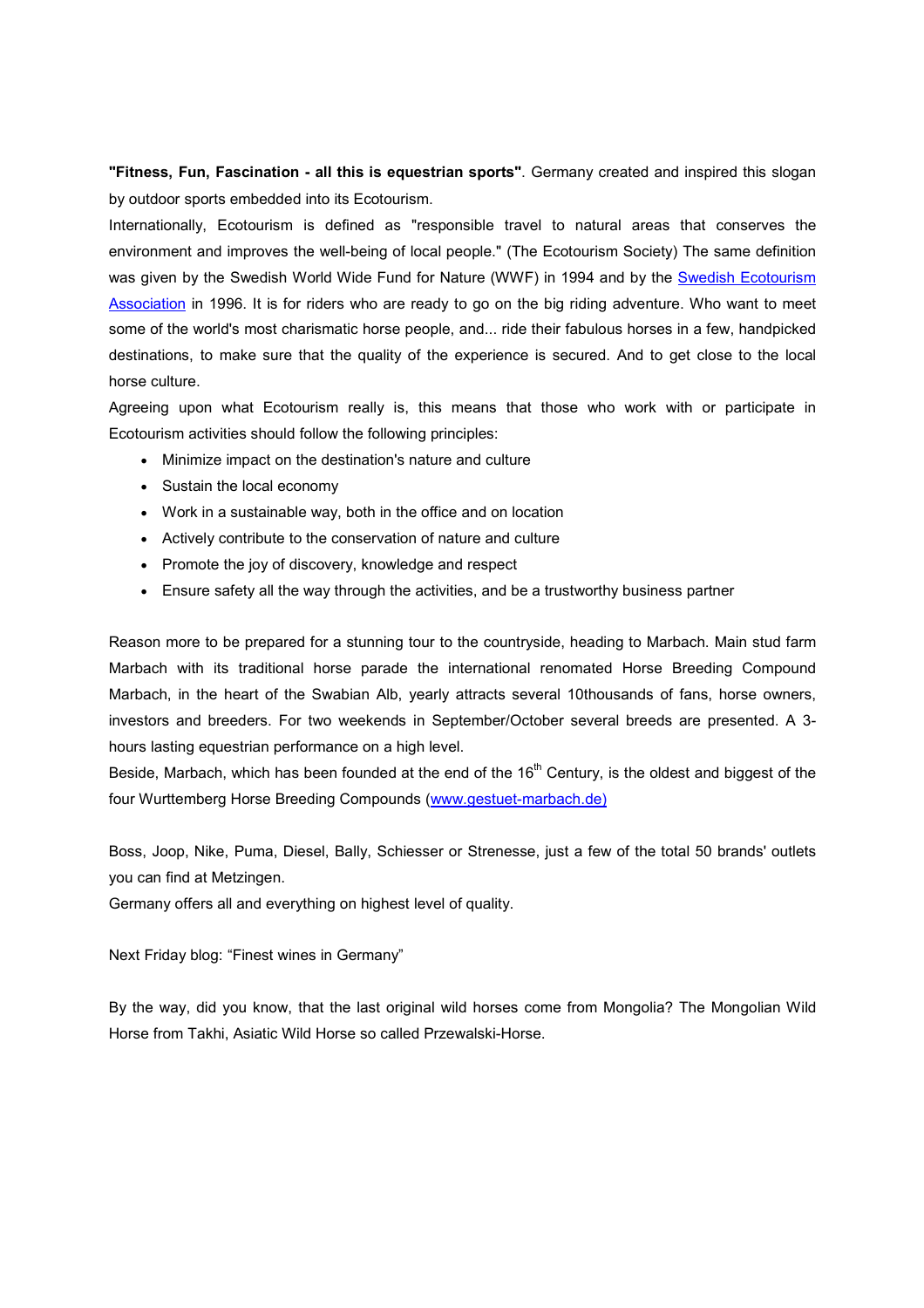**"Fitness, Fun, Fascination - all this is equestrian sports"**. Germany created and inspired this slogan by outdoor sports embedded into its Ecotourism.

Internationally, Ecotourism is defined as "responsible travel to natural areas that conserves the environment and improves the well-being of local people." (The Ecotourism Society) The same definition was given by the Swedish World Wide Fund for Nature (WWF) in 1994 and by the Swedish Ecotourism Association in 1996. It is for riders who are ready to go on the big riding adventure. Who want to meet some of the world's most charismatic horse people, and... ride their fabulous horses in a few, handpicked destinations, to make sure that the quality of the experience is secured. And to get close to the local horse culture.

Agreeing upon what Ecotourism really is, this means that those who work with or participate in Ecotourism activities should follow the following principles:

- Minimize impact on the destination's nature and culture
- Sustain the local economy
- Work in a sustainable way, both in the office and on location
- Actively contribute to the conservation of nature and culture
- Promote the joy of discovery, knowledge and respect
- Ensure safety all the way through the activities, and be a trustworthy business partner

Reason more to be prepared for a stunning tour to the countryside, heading to Marbach. Main stud farm Marbach with its traditional horse parade the international renomated Horse Breeding Compound Marbach, in the heart of the Swabian Alb, yearly attracts several 10thousands of fans, horse owners, investors and breeders. For two weekends in September/October several breeds are presented. A 3-hours lasting equestrian performance on a high level.

Beside, Marbach, which has been founded at the end of the 16th Century, is the oldest and biggest of the four Wurttemberg Horse Breeding Compounds (www.gestuet-marbach.de)

Boss, Joop, Nike, Puma, Diesel, Bally, Schiesser or Strenesse, just a few of the total 50 brands' outlets you can find at Metzingen.

Germany offers all and everything on highest level of quality.

Next Friday blog: “Finest wines in Germany”

By the way, did you know, that the last original wild horses come from Mongolia? The Mongolian Wild Horse from Takhi, Asiatic Wild Horse so called Przewalski-Horse.